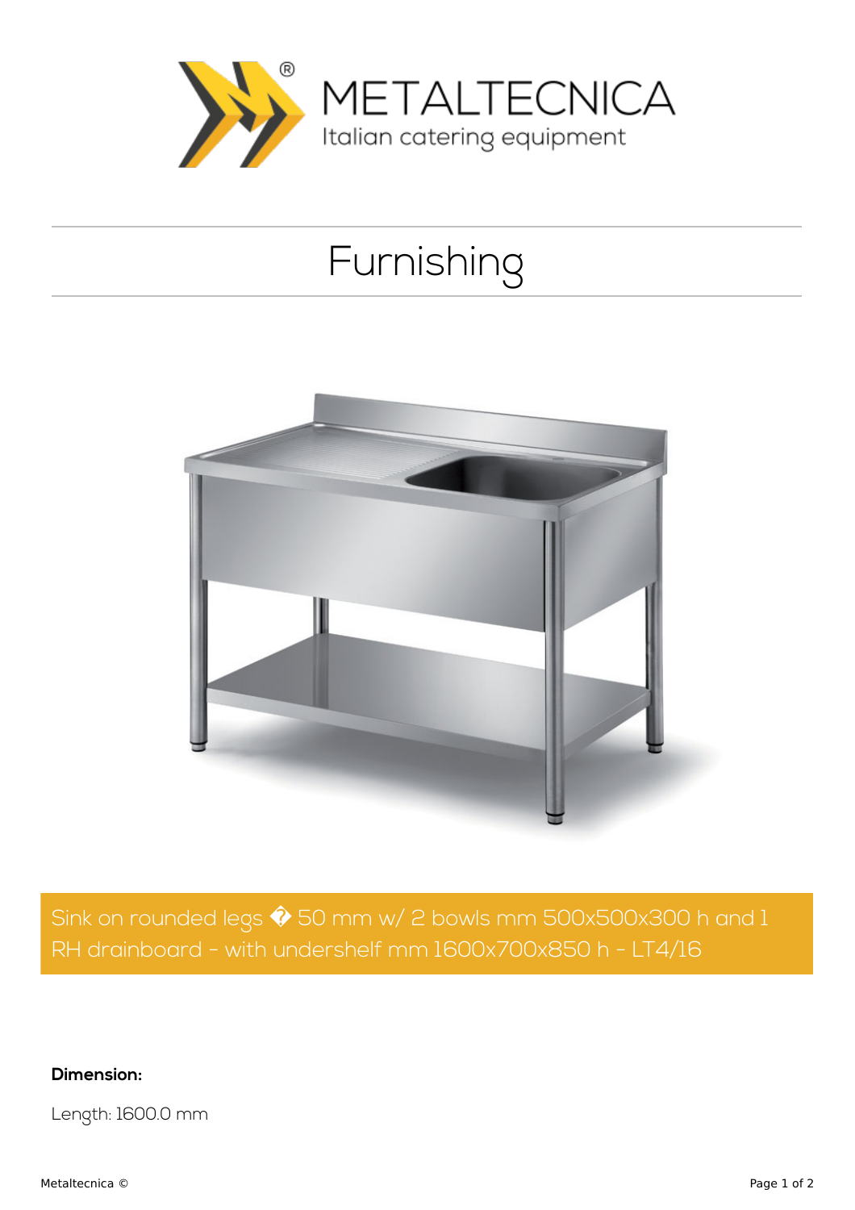# METALTECNICA

Italian catering equipment

## Furnishing

Sink on rounded legs � 50 mm w/ 2 bowls mm 500x500x300 h and 1 RH drainboard - with undershelf mm 1600x700x850 h - LT4/16

**Dimension:**

Length: 1600.0 mm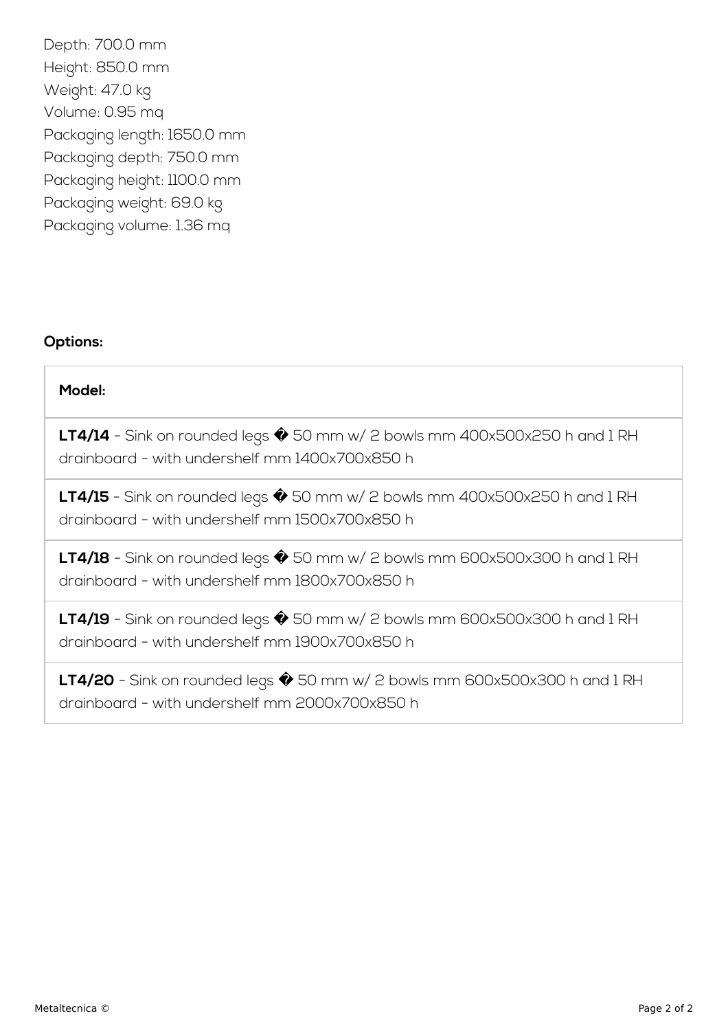Depth: 700.0 mm
Height: 850.0 mm
Weight: 47.0 kg
Volume: 0.95 mq
Packaging length: 1650.0 mm
Packaging depth: 750.0 mm
Packaging height: 1100.0 mm
Packaging weight: 69.0 kg
Packaging volume: 1.36 mq

**Options:**

| **Model:** |
| --- |
| **LT4/14** - Sink on rounded legs � 50 mm w/ 2 bowls mm 400x500x250 h and 1 RH drainboard - with undershelf mm 1400x700x850 h |
| **LT4/15** - Sink on rounded legs � 50 mm w/ 2 bowls mm 400x500x250 h and 1 RH drainboard - with undershelf mm 1500x700x850 h |
| **LT4/18** - Sink on rounded legs � 50 mm w/ 2 bowls mm 600x500x300 h and 1 RH drainboard - with undershelf mm 1800x700x850 h |
| **LT4/19** - Sink on rounded legs � 50 mm w/ 2 bowls mm 600x500x300 h and 1 RH drainboard - with undershelf mm 1900x700x850 h |
| **LT4/20** - Sink on rounded legs � 50 mm w/ 2 bowls mm 600x500x300 h and 1 RH drainboard - with undershelf mm 2000x700x850 h |

Metaltecnica ©